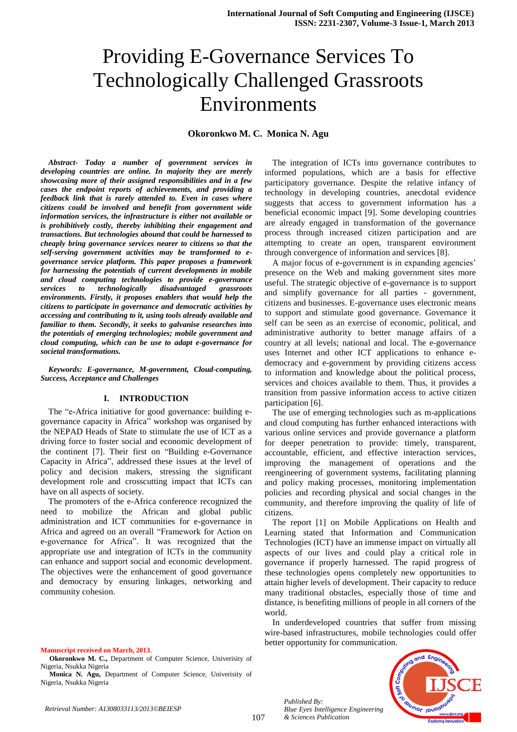# Providing E-Governance Services To Technologically Challenged Grassroots Environments

**Okoronkwo M. C. Monica N. Agu**

***Abstract- Today a number of government services in developing countries are online. In majority they are merely showcasing more of their assigned responsibilities and in a few cases the endpoint reports of achievements, and providing a feedback link that is rarely attended to. Even in cases where citizens could be involved and benefit from government wide information services, the infrastructure is either not available or is prohibitively costly, thereby inhibiting their engagement and transactions. But technologies abound that could be harnessed to cheaply bring governance services nearer to citizens so that the self-serving government activities may be transformed to e-governance service platform. This paper proposes a framework for harnessing the potentials of current developments in mobile and cloud computing technologies to provide e-governance services to technologically disadvantaged grassroots environments. Firstly, it proposes enablers that would help the citizens to participate in governance and democratic activities by accessing and contributing to it, using tools already available and familiar to them. Secondly, it seeks to galvanise researches into the potentials of emerging technologies; mobile government and cloud computing, which can be use to adapt e-governance for societal transformations.***

***Keywords: E-governance, M-government, Cloud-computing, Success, Acceptance and Challenges***

## I. INTRODUCTION

The "e-Africa initiative for good governance: building e-governance capacity in Africa" workshop was organised by the NEPAD Heads of State to stimulate the use of ICT as a driving force to foster social and economic development of the continent [7]. Their first on "Building e-Governance Capacity in Africa", addressed these issues at the level of policy and decision makers, stressing the significant development role and crosscutting impact that ICTs can have on all aspects of society.

The promoters of the e-Africa conference recognized the need to mobilize the African and global public administration and ICT communities for e-governance in Africa and agreed on an overall "Framework for Action on e-governance for Africa". It was recognized that the appropriate use and integration of ICTs in the community can enhance and support social and economic development. The objectives were the enhancement of good governance and democracy by ensuring linkages, networking and community cohesion.

The integration of ICTs into governance contributes to informed populations, which are a basis for effective participatory governance. Despite the relative infancy of technology in developing countries, anecdotal evidence suggests that access to government information has a beneficial economic impact [9]. Some developing countries are already engaged in transformation of the governance process through increased citizen participation and are attempting to create an open, transparent environment through convergence of information and services [8].

A major focus of e-government is in expanding agencies' presence on the Web and making government sites more useful. The strategic objective of e-governance is to support and simplify governance for all parties - government, citizens and businesses. E-governance uses electronic means to support and stimulate good governance. Governance it self can be seen as an exercise of economic, political, and administrative authority to better manage affairs of a country at all levels; national and local. The e-governance uses Internet and other ICT applications to enhance e-democracy and e-government by providing citizens access to information and knowledge about the political process, services and choices available to them. Thus, it provides a transition from passive information access to active citizen participation [6].

The use of emerging technologies such as m-applications and cloud computing has further enhanced interactions with various online services and provide governance a platform for deeper penetration to provide: timely, transparent, accountable, efficient, and effective interaction services, improving the management of operations and the reengineering of government systems, facilitating planning and policy making processes, monitoring implementation policies and recording physical and social changes in the community, and therefore improving the quality of life of citizens.

The report [1] on Mobile Applications on Health and Learning stated that Information and Communication Technologies (ICT) have an immense impact on virtually all aspects of our lives and could play a critical role in governance if properly harnessed. The rapid progress of these technologies opens completely new opportunities to attain higher levels of development. Their capacity to reduce many traditional obstacles, especially those of time and distance, is benefiting millions of people in all corners of the world.

In underdeveloped countries that suffer from missing wire-based infrastructures, mobile technologies could offer better opportunity for communication.

**Manuscript received on March, 2013**.

**Okoronkwo M. C.,** Department of Computer Science, Univerisity of Nigeria, Nsukka Nigeria

**Monica N. Agu,** Department of Computer Science, Univerisity of Nigeria, Nsukka Nigeria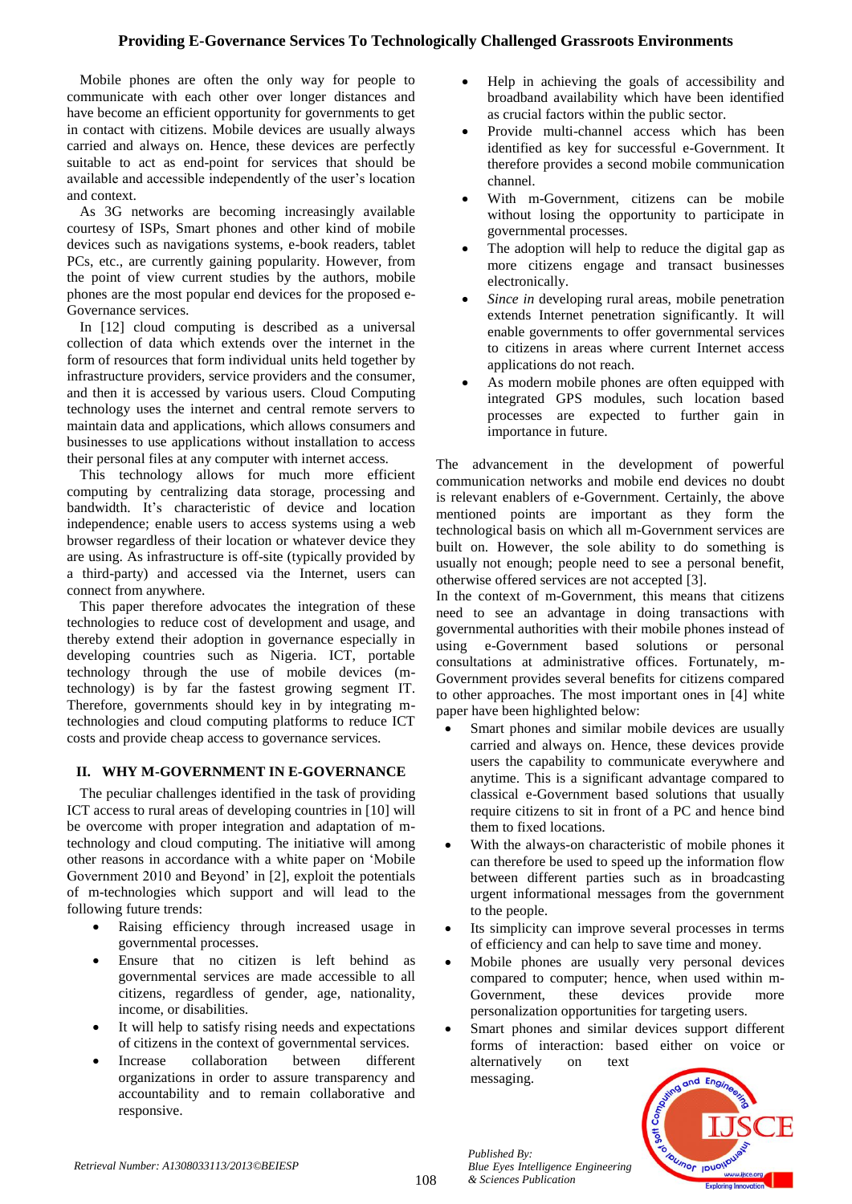Mobile phones are often the only way for people to communicate with each other over longer distances and have become an efficient opportunity for governments to get in contact with citizens. Mobile devices are usually always carried and always on. Hence, these devices are perfectly suitable to act as end-point for services that should be available and accessible independently of the user's location and context.

As 3G networks are becoming increasingly available courtesy of ISPs, Smart phones and other kind of mobile devices such as navigations systems, e-book readers, tablet PCs, etc., are currently gaining popularity. However, from the point of view current studies by the authors, mobile phones are the most popular end devices for the proposed e-Governance services.

In [12] cloud computing is described as a universal collection of data which extends over the internet in the form of resources that form individual units held together by infrastructure providers, service providers and the consumer, and then it is accessed by various users. Cloud Computing technology uses the internet and central remote servers to maintain data and applications, which allows consumers and businesses to use applications without installation to access their personal files at any computer with internet access.

This technology allows for much more efficient computing by centralizing data storage, processing and bandwidth. It's characteristic of device and location independence; enable users to access systems using a web browser regardless of their location or whatever device they are using. As infrastructure is off-site (typically provided by a third-party) and accessed via the Internet, users can connect from anywhere.

This paper therefore advocates the integration of these technologies to reduce cost of development and usage, and thereby extend their adoption in governance especially in developing countries such as Nigeria. ICT, portable technology through the use of mobile devices (m-technology) is by far the fastest growing segment IT. Therefore, governments should key in by integrating m-technologies and cloud computing platforms to reduce ICT costs and provide cheap access to governance services.

## II. WHY M-GOVERNMENT IN E-GOVERNANCE

The peculiar challenges identified in the task of providing ICT access to rural areas of developing countries in [10] will be overcome with proper integration and adaptation of m-technology and cloud computing. The initiative will among other reasons in accordance with a white paper on 'Mobile Government 2010 and Beyond' in [2], exploit the potentials of m-technologies which support and will lead to the following future trends:

- Raising efficiency through increased usage in governmental processes.
- Ensure that no citizen is left behind as governmental services are made accessible to all citizens, regardless of gender, age, nationality, income, or disabilities.
- It will help to satisfy rising needs and expectations of citizens in the context of governmental services.
- Increase collaboration between different organizations in order to assure transparency and accountability and to remain collaborative and responsive.
- Help in achieving the goals of accessibility and broadband availability which have been identified as crucial factors within the public sector.
- Provide multi-channel access which has been identified as key for successful e-Government. It therefore provides a second mobile communication channel.
- With m-Government, citizens can be mobile without losing the opportunity to participate in governmental processes.
- The adoption will help to reduce the digital gap as more citizens engage and transact businesses electronically.
- *Since in* developing rural areas, mobile penetration extends Internet penetration significantly. It will enable governments to offer governmental services to citizens in areas where current Internet access applications do not reach.
- As modern mobile phones are often equipped with integrated GPS modules, such location based processes are expected to further gain in importance in future.

The advancement in the development of powerful communication networks and mobile end devices no doubt is relevant enablers of e-Government. Certainly, the above mentioned points are important as they form the technological basis on which all m-Government services are built on. However, the sole ability to do something is usually not enough; people need to see a personal benefit, otherwise offered services are not accepted [3].

In the context of m-Government, this means that citizens need to see an advantage in doing transactions with governmental authorities with their mobile phones instead of using e-Government based solutions or personal consultations at administrative offices. Fortunately, m-Government provides several benefits for citizens compared to other approaches. The most important ones in [4] white paper have been highlighted below:

- Smart phones and similar mobile devices are usually carried and always on. Hence, these devices provide users the capability to communicate everywhere and anytime. This is a significant advantage compared to classical e-Government based solutions that usually require citizens to sit in front of a PC and hence bind them to fixed locations.
- With the always-on characteristic of mobile phones it can therefore be used to speed up the information flow between different parties such as in broadcasting urgent informational messages from the government to the people.
- Its simplicity can improve several processes in terms of efficiency and can help to save time and money.
- Mobile phones are usually very personal devices compared to computer; hence, when used within m-Government, these devices provide more personalization opportunities for targeting users.
- Smart phones and similar devices support different forms of interaction: based either on voice or alternatively on text messaging.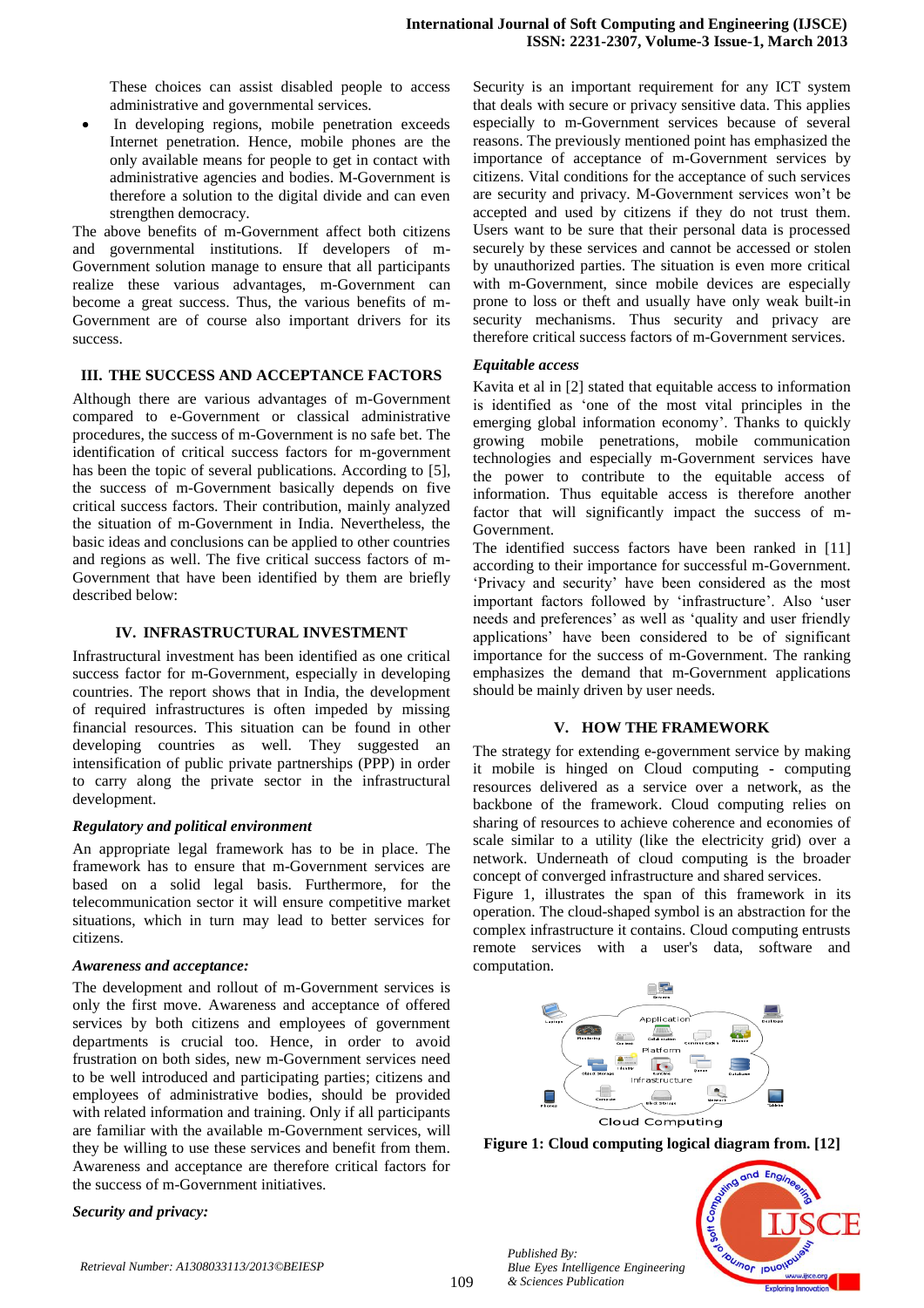These choices can assist disabled people to access administrative and governmental services.

- In developing regions, mobile penetration exceeds Internet penetration. Hence, mobile phones are the only available means for people to get in contact with administrative agencies and bodies. M-Government is therefore a solution to the digital divide and can even strengthen democracy.

The above benefits of m-Government affect both citizens and governmental institutions. If developers of m-Government solution manage to ensure that all participants realize these various advantages, m-Government can become a great success. Thus, the various benefits of m-Government are of course also important drivers for its success.

## III. THE SUCCESS AND ACCEPTANCE FACTORS

Although there are various advantages of m-Government compared to e-Government or classical administrative procedures, the success of m-Government is no safe bet. The identification of critical success factors for m-government has been the topic of several publications. According to [5], the success of m-Government basically depends on five critical success factors. Their contribution, mainly analyzed the situation of m-Government in India. Nevertheless, the basic ideas and conclusions can be applied to other countries and regions as well. The five critical success factors of m-Government that have been identified by them are briefly described below:

## IV. INFRASTRUCTURAL INVESTMENT

Infrastructural investment has been identified as one critical success factor for m-Government, especially in developing countries. The report shows that in India, the development of required infrastructures is often impeded by missing financial resources. This situation can be found in other developing countries as well. They suggested an intensification of public private partnerships (PPP) in order to carry along the private sector in the infrastructural development.

### *Regulatory and political environment*

An appropriate legal framework has to be in place. The framework has to ensure that m-Government services are based on a solid legal basis. Furthermore, for the telecommunication sector it will ensure competitive market situations, which in turn may lead to better services for citizens.

### *Awareness and acceptance:*

The development and rollout of m-Government services is only the first move. Awareness and acceptance of offered services by both citizens and employees of government departments is crucial too. Hence, in order to avoid frustration on both sides, new m-Government services need to be well introduced and participating parties; citizens and employees of administrative bodies, should be provided with related information and training. Only if all participants are familiar with the available m-Government services, will they be willing to use these services and benefit from them. Awareness and acceptance are therefore critical factors for the success of m-Government initiatives.

### *Security and privacy:*

Security is an important requirement for any ICT system that deals with secure or privacy sensitive data. This applies especially to m-Government services because of several reasons. The previously mentioned point has emphasized the importance of acceptance of m-Government services by citizens. Vital conditions for the acceptance of such services are security and privacy. M-Government services won't be accepted and used by citizens if they do not trust them. Users want to be sure that their personal data is processed securely by these services and cannot be accessed or stolen by unauthorized parties. The situation is even more critical with m-Government, since mobile devices are especially prone to loss or theft and usually have only weak built-in security mechanisms. Thus security and privacy are therefore critical success factors of m-Government services.

### *Equitable access*

Kavita et al in [2] stated that equitable access to information is identified as 'one of the most vital principles in the emerging global information economy'. Thanks to quickly growing mobile penetrations, mobile communication technologies and especially m-Government services have the power to contribute to the equitable access of information. Thus equitable access is therefore another factor that will significantly impact the success of m-Government.

The identified success factors have been ranked in [11] according to their importance for successful m-Government. 'Privacy and security' have been considered as the most important factors followed by 'infrastructure'. Also 'user needs and preferences' as well as 'quality and user friendly applications' have been considered to be of significant importance for the success of m-Government. The ranking emphasizes the demand that m-Government applications should be mainly driven by user needs.

## V. HOW THE FRAMEWORK

The strategy for extending e-government service by making it mobile is hinged on Cloud computing - computing resources delivered as a service over a network, as the backbone of the framework. Cloud computing relies on sharing of resources to achieve coherence and economies of scale similar to a utility (like the electricity grid) over a network. Underneath of cloud computing is the broader concept of converged infrastructure and shared services.

Figure 1, illustrates the span of this framework in its operation. The cloud-shaped symbol is an abstraction for the complex infrastructure it contains. Cloud computing entrusts remote services with a user's data, software and computation.

**Figure 1: Cloud computing logical diagram from. [12]**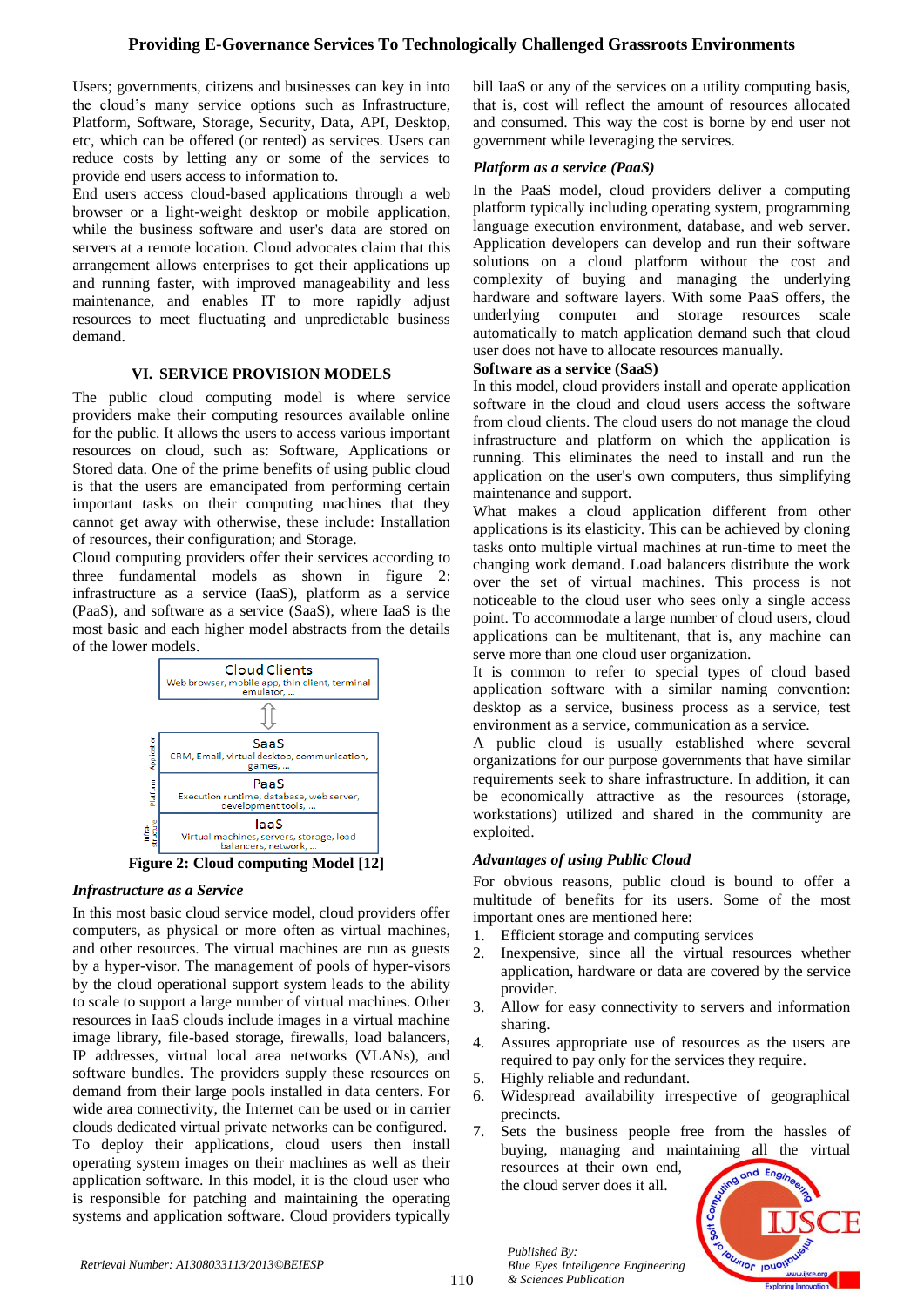Users; governments, citizens and businesses can key in into the cloud's many service options such as Infrastructure, Platform, Software, Storage, Security, Data, API, Desktop, etc, which can be offered (or rented) as services. Users can reduce costs by letting any or some of the services to provide end users access to information to.

End users access cloud-based applications through a web browser or a light-weight desktop or mobile application, while the business software and user's data are stored on servers at a remote location. Cloud advocates claim that this arrangement allows enterprises to get their applications up and running faster, with improved manageability and less maintenance, and enables IT to more rapidly adjust resources to meet fluctuating and unpredictable business demand.

## VI. SERVICE PROVISION MODELS

The public cloud computing model is where service providers make their computing resources available online for the public. It allows the users to access various important resources on cloud, such as: Software, Applications or Stored data. One of the prime benefits of using public cloud is that the users are emancipated from performing certain important tasks on their computing machines that they cannot get away with otherwise, these include: Installation of resources, their configuration; and Storage.

Cloud computing providers offer their services according to three fundamental models as shown in figure 2: infrastructure as a service (IaaS), platform as a service (PaaS), and software as a service (SaaS), where IaaS is the most basic and each higher model abstracts from the details of the lower models.

Cloud Clients
Web browser, mobile app, thin client, terminal emulator, ...

SaaS
CRM, Email, virtual desktop, communication, games, ...

PaaS
Execution runtime, database, web server, development tools, ...

IaaS
Virtual machines, servers, storage, load balancers, network, ...

**Figure 2: Cloud computing Model [12]**

### *Infrastructure as a Service*

In this most basic cloud service model, cloud providers offer computers, as physical or more often as virtual machines, and other resources. The virtual machines are run as guests by a hyper-visor. The management of pools of hyper-visors by the cloud operational support system leads to the ability to scale to support a large number of virtual machines. Other resources in IaaS clouds include images in a virtual machine image library, file-based storage, firewalls, load balancers, IP addresses, virtual local area networks (VLANs), and software bundles. The providers supply these resources on demand from their large pools installed in data centers. For wide area connectivity, the Internet can be used or in carrier clouds dedicated virtual private networks can be configured.

To deploy their applications, cloud users then install operating system images on their machines as well as their application software. In this model, it is the cloud user who is responsible for patching and maintaining the operating systems and application software. Cloud providers typically bill IaaS or any of the services on a utility computing basis, that is, cost will reflect the amount of resources allocated and consumed. This way the cost is borne by end user not government while leveraging the services.

### *Platform as a service (PaaS)*

In the PaaS model, cloud providers deliver a computing platform typically including operating system, programming language execution environment, database, and web server. Application developers can develop and run their software solutions on a cloud platform without the cost and complexity of buying and managing the underlying hardware and software layers. With some PaaS offers, the underlying computer and storage resources scale automatically to match application demand such that cloud user does not have to allocate resources manually.

### **Software as a service (SaaS)**

In this model, cloud providers install and operate application software in the cloud and cloud users access the software from cloud clients. The cloud users do not manage the cloud infrastructure and platform on which the application is running. This eliminates the need to install and run the application on the user's own computers, thus simplifying maintenance and support.

What makes a cloud application different from other applications is its elasticity. This can be achieved by cloning tasks onto multiple virtual machines at run-time to meet the changing work demand. Load balancers distribute the work over the set of virtual machines. This process is not noticeable to the cloud user who sees only a single access point. To accommodate a large number of cloud users, cloud applications can be multitenant, that is, any machine can serve more than one cloud user organization.

It is common to refer to special types of cloud based application software with a similar naming convention: desktop as a service, business process as a service, test environment as a service, communication as a service.

A public cloud is usually established where several organizations for our purpose governments that have similar requirements seek to share infrastructure. In addition, it can be economically attractive as the resources (storage, workstations) utilized and shared in the community are exploited.

### *Advantages of using Public Cloud*

For obvious reasons, public cloud is bound to offer a multitude of benefits for its users. Some of the most important ones are mentioned here:

1. Efficient storage and computing services
2. Inexpensive, since all the virtual resources whether application, hardware or data are covered by the service provider.
3. Allow for easy connectivity to servers and information sharing.
4. Assures appropriate use of resources as the users are required to pay only for the services they require.
5. Highly reliable and redundant.
6. Widespread availability irrespective of geographical precincts.
7. Sets the business people free from the hassles of buying, managing and maintaining all the virtual resources at their own end, the cloud server does it all.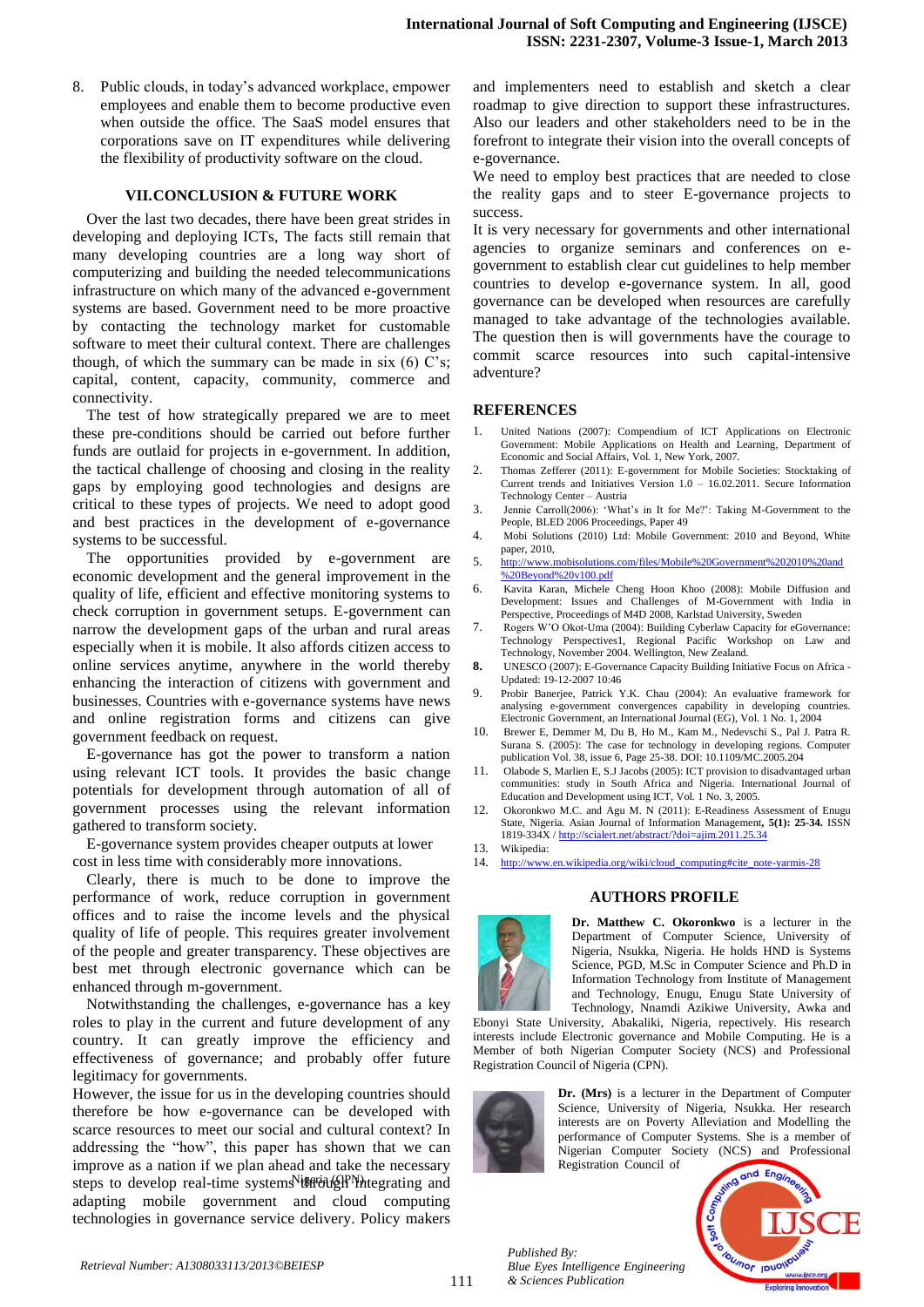8. Public clouds, in today's advanced workplace, empower employees and enable them to become productive even when outside the office. The SaaS model ensures that corporations save on IT expenditures while delivering the flexibility of productivity software on the cloud.

## VII. CONCLUSION & FUTURE WORK

Over the last two decades, there have been great strides in developing and deploying ICTs, The facts still remain that many developing countries are a long way short of computerizing and building the needed telecommunications infrastructure on which many of the advanced e-government systems are based. Government need to be more proactive by contacting the technology market for customable software to meet their cultural context. There are challenges though, of which the summary can be made in six (6) C's; capital, content, capacity, community, commerce and connectivity.

The test of how strategically prepared we are to meet these pre-conditions should be carried out before further funds are outlaid for projects in e-government. In addition, the tactical challenge of choosing and closing in the reality gaps by employing good technologies and designs are critical to these types of projects. We need to adopt good and best practices in the development of e-governance systems to be successful.

The opportunities provided by e-government are economic development and the general improvement in the quality of life, efficient and effective monitoring systems to check corruption in government setups. E-government can narrow the development gaps of the urban and rural areas especially when it is mobile. It also affords citizen access to online services anytime, anywhere in the world thereby enhancing the interaction of citizens with government and businesses. Countries with e-governance systems have news and online registration forms and citizens can give government feedback on request.

E-governance has got the power to transform a nation using relevant ICT tools. It provides the basic change potentials for development through automation of all of government processes using the relevant information gathered to transform society.

E-governance system provides cheaper outputs at lower cost in less time with considerably more innovations.

Clearly, there is much to be done to improve the performance of work, reduce corruption in government offices and to raise the income levels and the physical quality of life of people. This requires greater involvement of the people and greater transparency. These objectives are best met through electronic governance which can be enhanced through m-government.

Notwithstanding the challenges, e-governance has a key roles to play in the current and future development of any country. It can greatly improve the efficiency and effectiveness of governance; and probably offer future legitimacy for governments.

However, the issue for us in the developing countries should therefore be how e-governance can be developed with scarce resources to meet our social and cultural context? In addressing the "how", this paper has shown that we can improve as a nation if we plan ahead and take the necessary steps to develop real-time systems through integrating and adapting mobile government and cloud computing technologies in governance service delivery. Policy makers and implementers need to establish and sketch a clear roadmap to give direction to support these infrastructures. Also our leaders and other stakeholders need to be in the forefront to integrate their vision into the overall concepts of e-governance.

We need to employ best practices that are needed to close the reality gaps and to steer E-governance projects to success.

It is very necessary for governments and other international agencies to organize seminars and conferences on e-government to establish clear cut guidelines to help member countries to develop e-governance system. In all, good governance can be developed when resources are carefully managed to take advantage of the technologies available. The question then is will governments have the courage to commit scarce resources into such capital-intensive adventure?

## REFERENCES

1. United Nations (2007): Compendium of ICT Applications on Electronic Government: Mobile Applications on Health and Learning, Department of Economic and Social Affairs, Vol. 1, New York, 2007.
2. Thomas Zefferer (2011): E-government for Mobile Societies: Stocktaking of Current trends and Initiatives Version 1.0 – 16.02.2011. Secure Information Technology Center – Austria
3. Jennie Carroll(2006): 'What's in It for Me?': Taking M-Government to the People, BLED 2006 Proceedings, Paper 49
4. Mobi Solutions (2010) Ltd: Mobile Government: 2010 and Beyond, White paper, 2010,
5. http://www.mobisolutions.com/files/Mobile%20Government%202010%20and%20Beyond%20v100.pdf
6. Kavita Karan, Michele Cheng Hoon Khoo (2008): Mobile Diffusion and Development: Issues and Challenges of M-Government with India in Perspective, Proceedings of M4D 2008, Karlstad University, Sweden
7. Rogers W'O Okot-Uma (2004): Building Cyberlaw Capacity for eGovernance: Technology Perspectives1, Regional Pacific Workshop on Law and Technology, November 2004. Wellington, New Zealand.
8. UNESCO (2007): E-Governance Capacity Building Initiative Focus on Africa - Updated: 19-12-2007 10:46
9. Probir Banerjee, Patrick Y.K. Chau (2004): An evaluative framework for analysing e-government convergences capability in developing countries. Electronic Government, an International Journal (EG), Vol. 1 No. 1, 2004
10. Brewer E, Demmer M, Du B, Ho M., Kam M., Nedevschi S., Pal J. Patra R. Surana S. (2005): The case for technology in developing regions. Computer publication Vol. 38, issue 6, Page 25-38. DOI: 10.1109/MC.2005.204
11. Olabode S, Marlien E, S.J Jacobs (2005): ICT provision to disadvantaged urban communities: study in South Africa and Nigeria. International Journal of Education and Development using ICT, Vol. 1 No. 3, 2005.
12. Okoronkwo M.C. and Agu M. N (2011): E-Readiness Assessment of Enugu State, Nigeria. Asian Journal of Information Management, **5(1): 25-34.** ISSN 1819-334X / http://scialert.net/abstract/?doi=ajim.2011.25.34
13. Wikipedia:
14. http://www.en.wikipedia.org/wiki/cloud_computing#cite_note-yarmis-28

## AUTHORS PROFILE

**Dr. Matthew C. Okoronkwo** is a lecturer in the Department of Computer Science, University of Nigeria, Nsukka, Nigeria. He holds HND is Systems Science, PGD, M.Sc in Computer Science and Ph.D in Information Technology from Institute of Management and Technology, Enugu, Enugu State University of Technology, Nnamdi Azikiwe University, Awka and Ebonyi State University, Abakaliki, Nigeria, repectively. His research interests include Electronic governance and Mobile Computing. He is a Member of both Nigerian Computer Society (NCS) and Professional Registration Council of Nigeria (CPN).

**Dr. (Mrs)** is a lecturer in the Department of Computer Science, University of Nigeria, Nsukka. Her research interests are on Poverty Alleviation and Modelling the performance of Computer Systems. She is a member of Nigerian Computer Society (NCS) and Professional Registration Council of Nigeria (CPN).